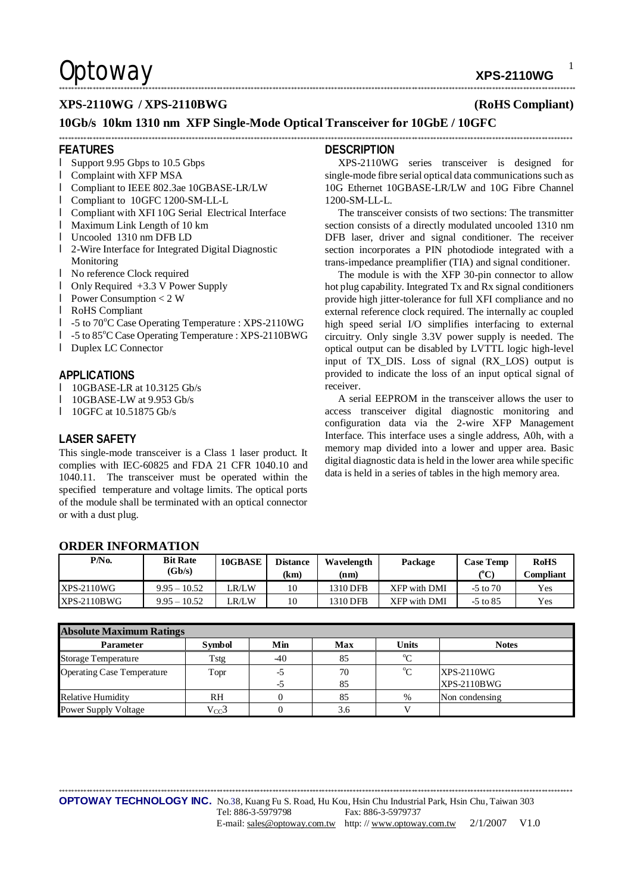# XPS-2110WG / XPS-2110BWG (RoHS Compliant)

## 10Gb/s 10km 1310 nm XFP Single-Mode Optical Transceiver for 10GbE / 10GFC

### FEATURES

- Support 9.95 Gbps to 10.5 Gbps
- Complaint with XFP MSA
- Compliant to IEEE 802.3ae 10GBASE-LR/LW
- Compliant to 10GFC 1200-SM-LL-L
- Compliant with XFI 10G Serial Electrical Interface
- Maximum Link Length of 10 km
- Uncooled 1310 nm DFB LD
- 2-Wire Interface for Integrated Digital Diagnostic Monitoring
- No reference Clock required
- Only Required +3.3 V Power Supply
- Power Consumption < 2 W
- RoHS Compliant
- -5 to 70°C Case Operating Temperature : XPS-2110WG
- -5 to 85°C Case Operating Temperature : XPS-2110BWG
- Duplex LC Connector

### APPLICATIONS

- 10GBASE-LR at 10.3125 Gb/s
- 10GBASE-LW at 9.953 Gb/s
- 10GFC at 10.51875 Gb/s

### LASER SAFETY

This single-mode transceiver is a Class 1 laser product. It complies with IEC-60825 and FDA 21 CFR 1040.10 and 1040.11. The transceiver must be operated within the specified temperature and voltage limits. The optical ports of the module shall be terminated with an optical connector or with a dust plug.

### DESCRIPTION

XPS-2110WG series transceiver is designed for single-mode fibre serial optical data communications such as 10G Ethernet 10GBASE-LR/LW and 10G Fibre Channel 1200-SM-LL-L.

The transceiver consists of two sections: The transmitter section consists of a directly modulated uncooled 1310 nm DFB laser, driver and signal conditioner. The receiver section incorporates a PIN photodiode integrated with a trans-impedance preamplifier (TIA) and signal conditioner.

The module is with the XFP 30-pin connector to allow hot plug capability. Integrated Tx and Rx signal conditioners provide high jitter-tolerance for full XFI compliance and no external reference clock required. The internally ac coupled high speed serial I/O simplifies interfacing to external circuitry. Only single 3.3V power supply is needed. The optical output can be disabled by LVTTL logic high-level input of TX_DIS. Loss of signal (RX_LOS) output is provided to indicate the loss of an input optical signal of receiver.

A serial EEPROM in the transceiver allows the user to access transceiver digital diagnostic monitoring and configuration data via the 2-wire XFP Management Interface. This interface uses a single address, A0h, with a memory map divided into a lower and upper area. Basic digital diagnostic data is held in the lower area while specific data is held in a series of tables in the high memory area.

### ORDER INFORMATION

| P/No. | Bit Rate (Gb/s) | 10GBASE | Distance (km) | Wavelength (nm) | Package | Case Temp (°C) | RoHS Compliant |
|---|---|---|---|---|---|---|---|
| XPS-2110WG | 9.95 – 10.52 | LR/LW | 10 | 1310 DFB | XFP with DMI | -5 to 70 | Yes |
| XPS-2110BWG | 9.95 – 10.52 | LR/LW | 10 | 1310 DFB | XFP with DMI | -5 to 85 | Yes |

| Absolute Maximum Ratings | | | | | |
|---|---|---|---|---|---|
| **Parameter** | **Symbol** | **Min** | **Max** | **Units** | **Notes** |
| Storage Temperature | Tstg | -40 | 85 | °C | |
| Operating Case Temperature | Topr | -5<br>-5 | 70<br>85 | °C | XPS-2110WG<br>XPS-2110BWG |
| Relative Humidity | RH | 0 | 85 | % | Non condensing |
| Power Supply Voltage | $V_{CC}3$ | 0 | 3.6 | V | |

**OPTOWAY TECHNOLOGY INC.** No.38, Kuang Fu S. Road, Hu Kou, Hsin Chu Industrial Park, Hsin Chu, Taiwan 303
Tel: 886-3-5979798 Fax: 886-3-5979737
E-mail: sales@optoway.com.tw http: // www.optoway.com.tw 2/1/2007 V1.0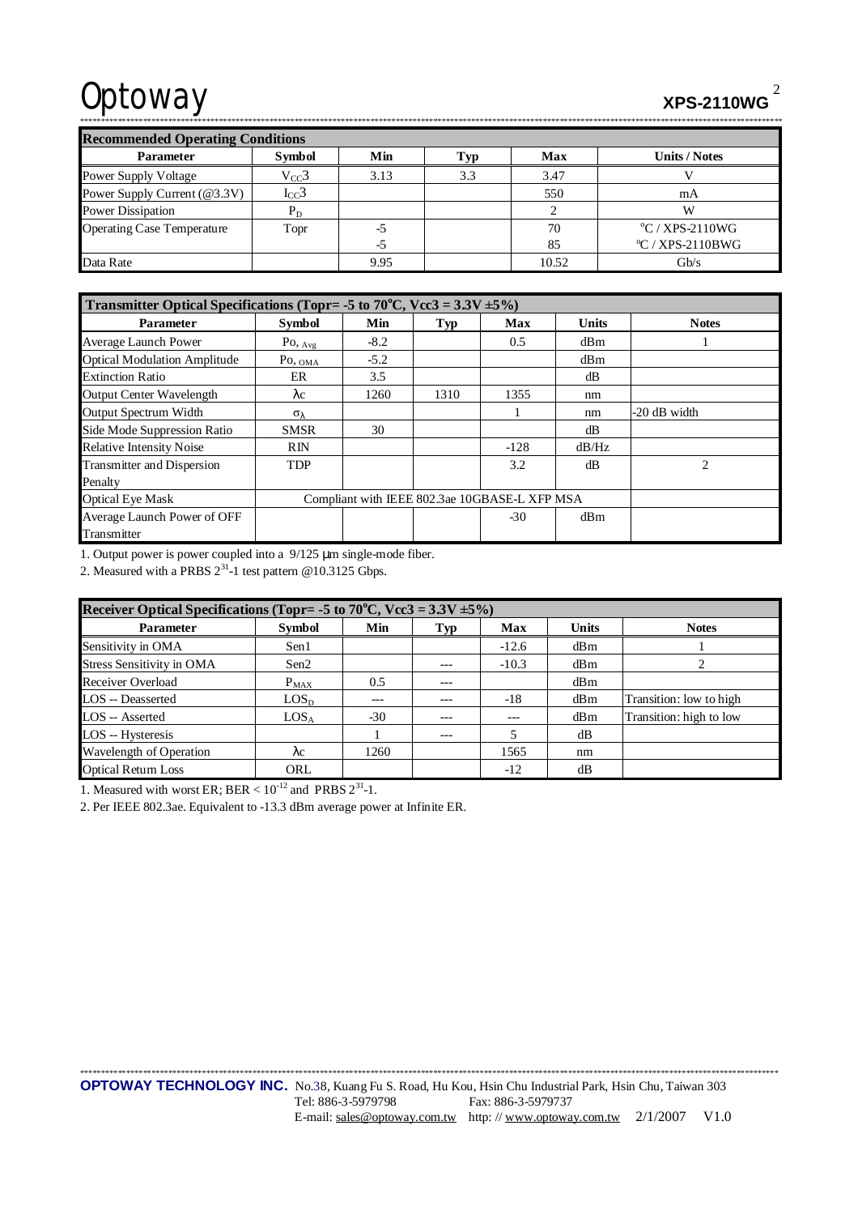## Recommended Operating Conditions

| Parameter | Symbol | Min | Typ | Max | Units / Notes |
|---|---|---|---|---|---|
| Power Supply Voltage | $V_{CC}3$ | 3.13 | 3.3 | 3.47 | V |
| Power Supply Current (@3.3V) | $I_{CC}3$ | | | 550 | mA |
| Power Dissipation | $P_D$ | | | 2 | W |
| Operating Case Temperature | Topr | -5<br>-5 | | 70<br>85 | °C / XPS-2110WG<br>°C / XPS-2110BWG |
| Data Rate | | 9.95 | | 10.52 | Gb/s |

## Transmitter Optical Specifications (Topr= -5 to 70°C, Vcc3 = 3.3V ±5%)

| Parameter | Symbol | Min | Typ | Max | Units | Notes |
|---|---|---|---|---|---|---|
| Average Launch Power | $Po_{, Avg}$ | -8.2 | | 0.5 | dBm | 1 |
| Optical Modulation Amplitude | $Po_{, OMA}$ | -5.2 | | | dBm | |
| Extinction Ratio | ER | 3.5 | | | dB | |
| Output Center Wavelength | $\lambda c$ | 1260 | 1310 | 1355 | nm | |
| Output Spectrum Width | $\sigma_\lambda$ | | | 1 | nm | -20 dB width |
| Side Mode Suppression Ratio | SMSR | 30 | | | dB | |
| Relative Intensity Noise | RIN | | | -128 | dB/Hz | |
| Transmitter and Dispersion Penalty | TDP | | | 3.2 | dB | 2 |
| Optical Eye Mask | Compliant with IEEE 802.3ae 10GBASE-L XFP MSA | | | | | |
| Average Launch Power of OFF Transmitter | | | | -30 | dBm | |

1. Output power is power coupled into a 9/125 μm single-mode fiber.

2. Measured with a PRBS $2^{31}$-1 test pattern @10.3125 Gbps.

## Receiver Optical Specifications (Topr= -5 to 70°C, Vcc3 = 3.3V ±5%)

| Parameter | Symbol | Min | Typ | Max | Units | Notes |
|---|---|---|---|---|---|---|
| Sensitivity in OMA | Sen1 | | | -12.6 | dBm | 1 |
| Stress Sensitivity in OMA | Sen2 | | --- | -10.3 | dBm | 2 |
| Receiver Overload | $P_{MAX}$ | 0.5 | --- | | dBm | |
| LOS -- Deasserted | $LOS_D$ | --- | --- | -18 | dBm | Transition: low to high |
| LOS -- Asserted | $LOS_A$ | -30 | --- | --- | dBm | Transition: high to low |
| LOS -- Hysteresis | | 1 | --- | 5 | dB | |
| Wavelength of Operation | $\lambda c$ | 1260 | | 1565 | nm | |
| Optical Return Loss | ORL | | | -12 | dB | |

1. Measured with worst ER; BER < $10^{-12}$ and PRBS $2^{31}$-1.

2. Per IEEE 802.3ae. Equivalent to -13.3 dBm average power at Infinite ER.

**OPTOWAY TECHNOLOGY INC.** No.38, Kuang Fu S. Road, Hu Kou, Hsin Chu Industrial Park, Hsin Chu, Taiwan 303
Tel: 886-3-5979798 Fax: 886-3-5979737
E-mail: sales@optoway.com.tw http: // www.optoway.com.tw 2/1/2007 V1.0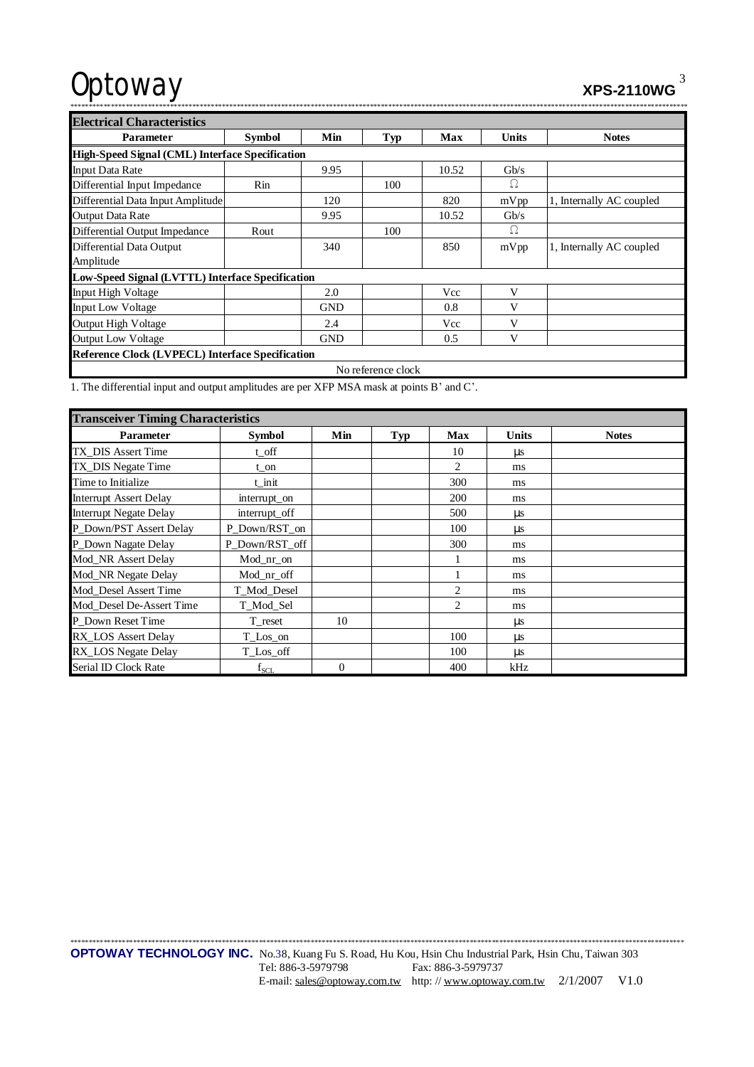| Electrical Characteristics | | | | | | |
|---|---|---|---|---|---|---|
| **Parameter** | **Symbol** | **Min** | **Typ** | **Max** | **Units** | **Notes** |
| **High-Speed Signal (CML) Interface Specification** | | | | | | |
| Input Data Rate | | 9.95 | | 10.52 | Gb/s | |
| Differential Input Impedance | Rin | | 100 | | Ω | |
| Differential Data Input Amplitude | | 120 | | 820 | mVpp | 1, Internally AC coupled |
| Output Data Rate | | 9.95 | | 10.52 | Gb/s | |
| Differential Output Impedance | Rout | | 100 | | Ω | |
| Differential Data Output Amplitude | | 340 | | 850 | mVpp | 1, Internally AC coupled |
| **Low-Speed Signal (LVTTL) Interface Specification** | | | | | | |
| Input High Voltage | | 2.0 | | Vcc | V | |
| Input Low Voltage | | GND | | 0.8 | V | |
| Output High Voltage | | 2.4 | | Vcc | V | |
| Output Low Voltage | | GND | | 0.5 | V | |
| **Reference Clock (LVPECL) Interface Specification** | | | | | | |
| No reference clock | | | | | | |

1. The differential input and output amplitudes are per XFP MSA mask at points B' and C'.

| Transceiver Timing Characteristics | | | | | | |
|---|---|---|---|---|---|---|
| **Parameter** | **Symbol** | **Min** | **Typ** | **Max** | **Units** | **Notes** |
| TX_DIS Assert Time | t_off | | | 10 | µs | |
| TX_DIS Negate Time | t_on | | | 2 | ms | |
| Time to Initialize | t_init | | | 300 | ms | |
| Interrupt Assert Delay | interrupt_on | | | 200 | ms | |
| Interrupt Negate Delay | interrupt_off | | | 500 | µs | |
| P_Down/PST Assert Delay | P_Down/RST_on | | | 100 | µs | |
| P_Down Nagate Delay | P_Down/RST_off | | | 300 | ms | |
| Mod_NR Assert Delay | Mod_nr_on | | | 1 | ms | |
| Mod_NR Negate Delay | Mod_nr_off | | | 1 | ms | |
| Mod_Desel Assert Time | T_Mod_Desel | | | 2 | ms | |
| Mod_Desel De-Assert Time | T_Mod_Sel | | | 2 | ms | |
| P_Down Reset Time | T_reset | 10 | | | µs | |
| RX_LOS Assert Delay | T_Los_on | | | 100 | µs | |
| RX_LOS Negate Delay | T_Los_off | | | 100 | µs | |
| Serial ID Clock Rate | $f_{SCL}$ | 0 | | 400 | kHz | |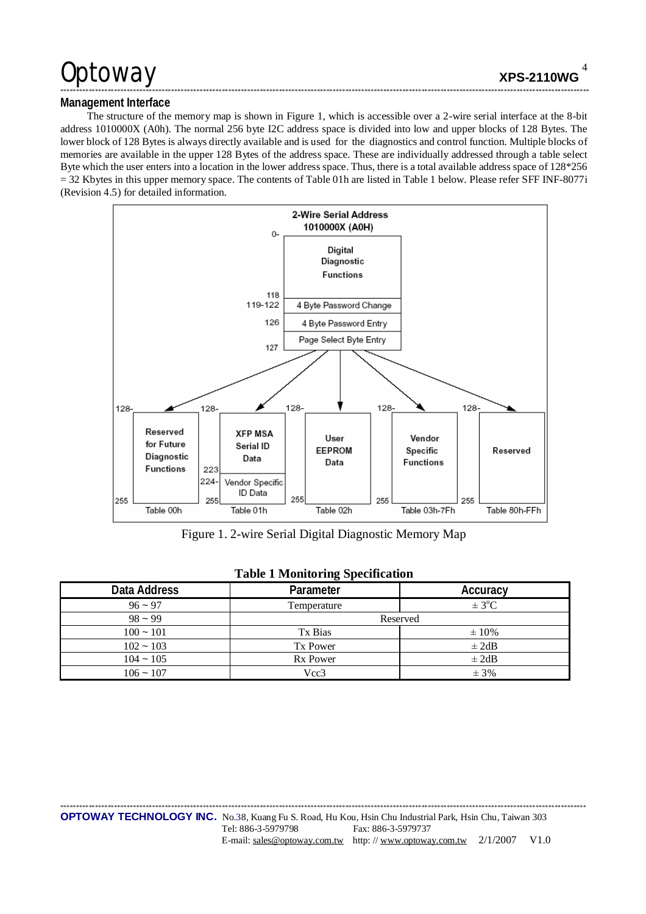## Management Interface

The structure of the memory map is shown in Figure 1, which is accessible over a 2-wire serial interface at the 8-bit address 1010000X (A0h). The normal 256 byte I2C address space is divided into low and upper blocks of 128 Bytes. The lower block of 128 Bytes is always directly available and is used for the diagnostics and control function. Multiple blocks of memories are available in the upper 128 Bytes of the address space. These are individually addressed through a table select Byte which the user enters into a location in the lower address space. Thus, there is a total available address space of 128*256 = 32 Kbytes in this upper memory space. The contents of Table 01h are listed in Table 1 below. Please refer SFF INF-8077i (Revision 4.5) for detailed information.

Figure 1. 2-wire Serial Digital Diagnostic Memory Map

**Table 1 Monitoring Specification**

| Data Address | Parameter | Accuracy |
|---|---|---|
| 96 ~ 97 | Temperature | ± 3°C |
| 98 ~ 99 | Reserved | |
| 100 ~ 101 | Tx Bias | ± 10% |
| 102 ~ 103 | Tx Power | ± 2dB |
| 104 ~ 105 | Rx Power | ± 2dB |
| 106 ~ 107 | Vcc3 | ± 3% |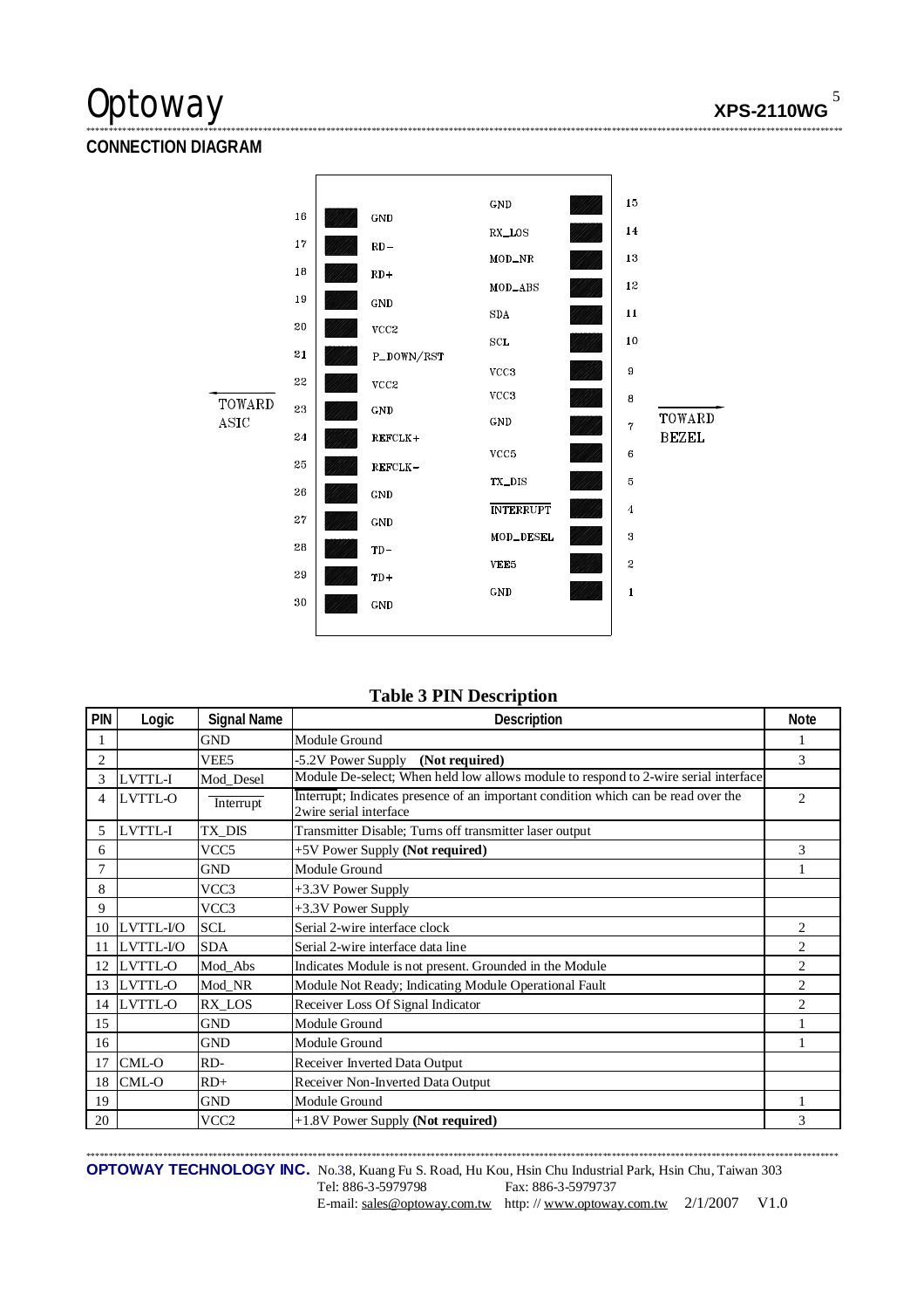## CONNECTION DIAGRAM

| Pin | Signal | | Signal | Pin |
|---|---|---|---|---|
| 16 | GND | | GND | 15 |
| 17 | RD- | | RX_LOS | 14 |
| 18 | RD+ | | MOD_NR | 13 |
| 19 | GND | | MOD_ABS | 12 |
| 20 | VCC2 | | SDA | 11 |
| 21 | P_DOWN/RST | | SCL | 10 |
| 22 | VCC2 | | VCC3 | 9 |
| 23 | GND | | VCC3 | 8 |
| 24 | REFCLK+ | | GND | 7 |
| 25 | REFCLK- | | VCC5 | 6 |
| 26 | GND | | TX_DIS | 5 |
| 27 | GND | | INTERRUPT | 4 |
| 28 | TD- | | MOD_DESEL | 3 |
| 29 | TD+ | | VEE5 | 2 |
| 30 | GND | | GND | 1 |

← TOWARD ASIC &nbsp;&nbsp;&nbsp;&nbsp; TOWARD BEZEL →

**Table 3 PIN Description**

| PIN | Logic | Signal Name | Description | Note |
|---|---|---|---|---|
| 1 | | GND | Module Ground | 1 |
| 2 | | VEE5 | -5.2V Power Supply **(Not required)** | 3 |
| 3 | LVTTL-I | Mod_Desel | Module De-select; When held low allows module to respond to 2-wire serial interface | |
| 4 | LVTTL-O | Interrupt | Interrupt; Indicates presence of an important condition which can be read over the 2wire serial interface | 2 |
| 5 | LVTTL-I | TX_DIS | Transmitter Disable; Turns off transmitter laser output | |
| 6 | | VCC5 | +5V Power Supply **(Not required)** | 3 |
| 7 | | GND | Module Ground | 1 |
| 8 | | VCC3 | +3.3V Power Supply | |
| 9 | | VCC3 | +3.3V Power Supply | |
| 10 | LVTTL-I/O | SCL | Serial 2-wire interface clock | 2 |
| 11 | LVTTL-I/O | SDA | Serial 2-wire interface data line | 2 |
| 12 | LVTTL-O | Mod_Abs | Indicates Module is not present. Grounded in the Module | 2 |
| 13 | LVTTL-O | Mod_NR | Module Not Ready; Indicating Module Operational Fault | 2 |
| 14 | LVTTL-O | RX_LOS | Receiver Loss Of Signal Indicator | 2 |
| 15 | | GND | Module Ground | 1 |
| 16 | | GND | Module Ground | 1 |
| 17 | CML-O | RD- | Receiver Inverted Data Output | |
| 18 | CML-O | RD+ | Receiver Non-Inverted Data Output | |
| 19 | | GND | Module Ground | 1 |
| 20 | | VCC2 | +1.8V Power Supply **(Not required)** | 3 |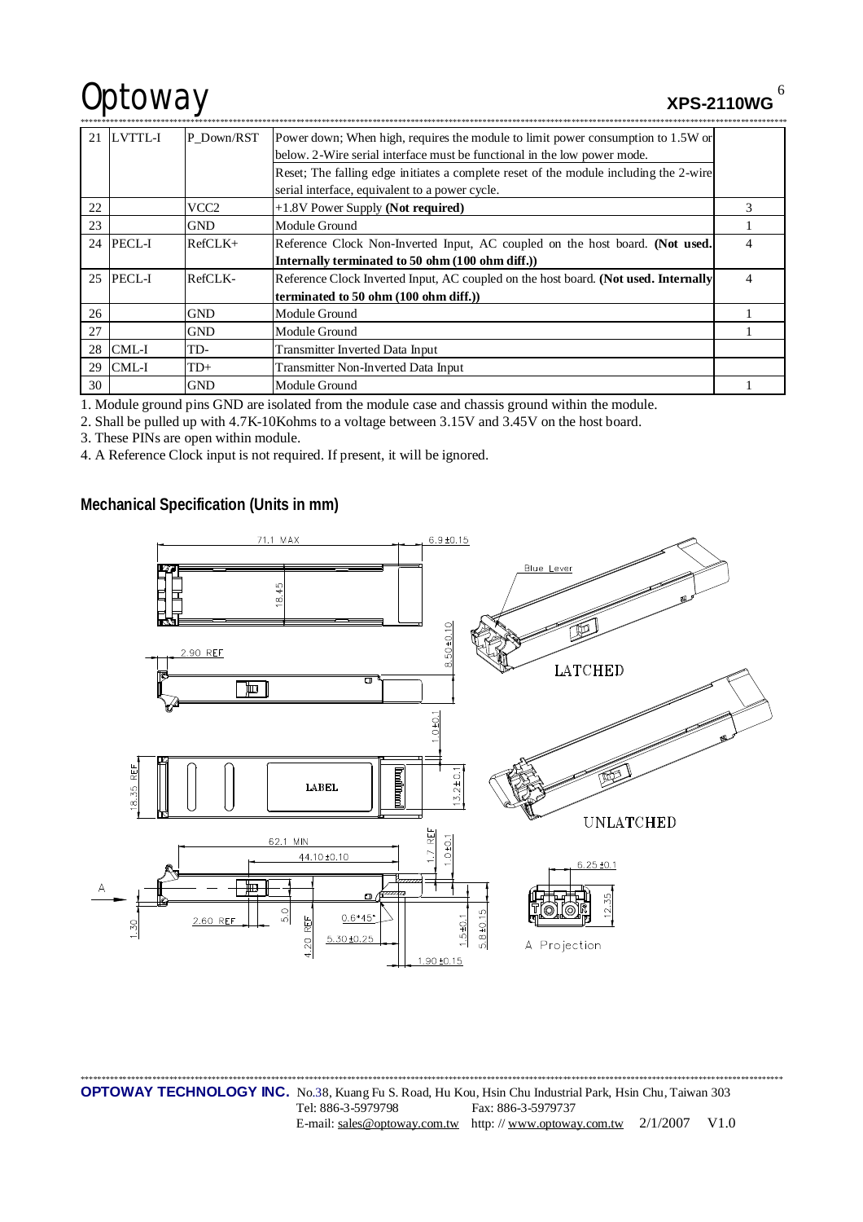| 21 | LVTTL-I | P_Down/RST | Power down; When high, requires the module to limit power consumption to 1.5W or below. 2-Wire serial interface must be functional in the low power mode. Reset; The falling edge initiates a complete reset of the module including the 2-wire serial interface, equivalent to a power cycle. | |
|---|---|---|---|---|
| 22 | | VCC2 | +1.8V Power Supply **(Not required)** | 3 |
| 23 | | GND | Module Ground | 1 |
| 24 | PECL-I | RefCLK+ | Reference Clock Non-Inverted Input, AC coupled on the host board. **(Not used. Internally terminated to 50 ohm (100 ohm diff.))** | 4 |
| 25 | PECL-I | RefCLK- | Reference Clock Inverted Input, AC coupled on the host board. **(Not used. Internally terminated to 50 ohm (100 ohm diff.))** | 4 |
| 26 | | GND | Module Ground | 1 |
| 27 | | GND | Module Ground | 1 |
| 28 | CML-I | TD- | Transmitter Inverted Data Input | |
| 29 | CML-I | TD+ | Transmitter Non-Inverted Data Input | |
| 30 | | GND | Module Ground | 1 |

1. Module ground pins GND are isolated from the module case and chassis ground within the module.
2. Shall be pulled up with 4.7K-10Kohms to a voltage between 3.15V and 3.45V on the host board.
3. These PINs are open within module.
4. A Reference Clock input is not required. If present, it will be ignored.

## Mechanical Specification (Units in mm)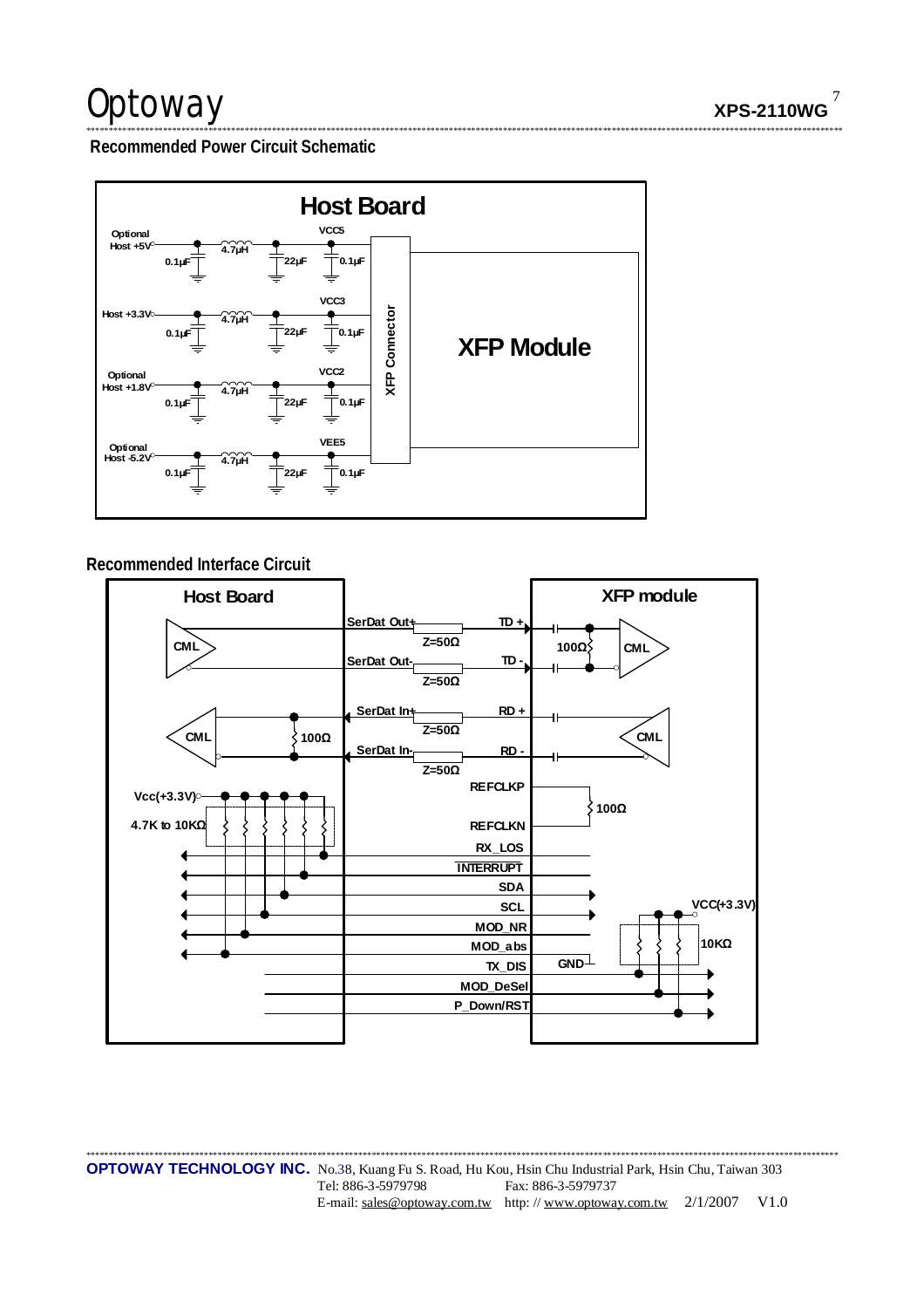## Recommended Power Circuit Schematic

Host Board

Optional Host +5V — 0.1µF — 4.7µH — 22µF — 0.1µF — VCC5

Host +3.3V — 0.1µF — 4.7µH — 22µF — 0.1µF — VCC3

Optional Host +1.8V — 0.1µF — 4.7µH — 22µF — 0.1µF — VCC2

Optional Host -5.2V — 0.1µF — 4.7µH — 22µF — 0.1µF — VEE5

XFP Connector

XFP Module

## Recommended Interface Circuit

Host Board

XFP module

CML — SerDat Out+ — Z=50Ω — TD + — 100Ω — CML

SerDat Out- — Z=50Ω — TD -

CML — 100Ω — SerDat In+ — Z=50Ω — RD + — CML

SerDat In- — Z=50Ω — RD -

REFCLKP — 100Ω — REFCLKN

Vcc(+3.3V)

4.7K to 10KΩ

RX_LOS

INTERRUPT

SDA

SCL

MOD_NR

MOD_abs — GND

TX_DIS

MOD_DeSel

P_Down/RST

VCC(+3.3V)

10KΩ

**OPTOWAY TECHNOLOGY INC.** No.38, Kuang Fu S. Road, Hu Kou, Hsin Chu Industrial Park, Hsin Chu, Taiwan 303
Tel: 886-3-5979798 Fax: 886-3-5979737
E-mail: sales@optoway.com.tw http: // www.optoway.com.tw 2/1/2007 V1.0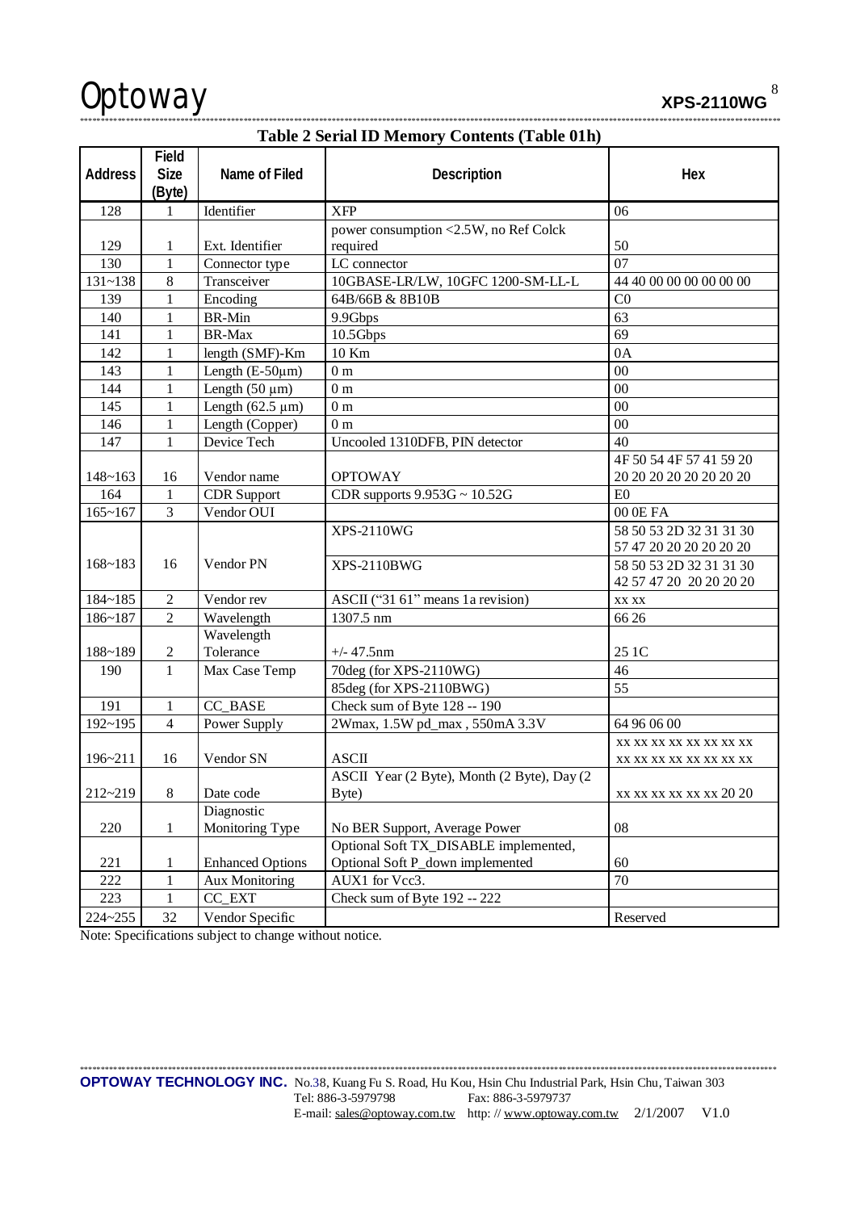**Table 2 Serial ID Memory Contents (Table 01h)**

| Address | Field Size (Byte) | Name of Filed | Description | Hex |
|---|---|---|---|---|
| 128 | 1 | Identifier | XFP | 06 |
| 129 | 1 | Ext. Identifier | power consumption <2.5W, no Ref Colck required | 50 |
| 130 | 1 | Connector type | LC connector | 07 |
| 131~138 | 8 | Transceiver | 10GBASE-LR/LW, 10GFC 1200-SM-LL-L | 44 40 00 00 00 00 00 00 |
| 139 | 1 | Encoding | 64B/66B & 8B10B | C0 |
| 140 | 1 | BR-Min | 9.9Gbps | 63 |
| 141 | 1 | BR-Max | 10.5Gbps | 69 |
| 142 | 1 | length (SMF)-Km | 10 Km | 0A |
| 143 | 1 | Length (E-50μm) | 0 m | 00 |
| 144 | 1 | Length (50 μm) | 0 m | 00 |
| 145 | 1 | Length (62.5 μm) | 0 m | 00 |
| 146 | 1 | Length (Copper) | 0 m | 00 |
| 147 | 1 | Device Tech | Uncooled 1310DFB, PIN detector | 40 |
| 148~163 | 16 | Vendor name | OPTOWAY | 4F 50 54 4F 57 41 59 20 20 20 20 20 20 20 20 20 |
| 164 | 1 | CDR Support | CDR supports 9.953G ~ 10.52G | E0 |
| 165~167 | 3 | Vendor OUI | | 00 0E FA |
| 168~183 | 16 | Vendor PN | XPS-2110WG | 58 50 53 2D 32 31 31 30 57 47 20 20 20 20 20 20 |
| | | | XPS-2110BWG | 58 50 53 2D 32 31 31 30 42 57 47 20 20 20 20 20 |
| 184~185 | 2 | Vendor rev | ASCII ("31 61" means 1a revision) | xx xx |
| 186~187 | 2 | Wavelength | 1307.5 nm | 66 26 |
| 188~189 | 2 | Wavelength Tolerance | +/- 47.5nm | 25 1C |
| 190 | 1 | Max Case Temp | 70deg (for XPS-2110WG) | 46 |
| | | | 85deg (for XPS-2110BWG) | 55 |
| 191 | 1 | CC_BASE | Check sum of Byte 128 -- 190 | |
| 192~195 | 4 | Power Supply | 2Wmax, 1.5W pd_max , 550mA 3.3V | 64 96 06 00 |
| 196~211 | 16 | Vendor SN | ASCII | xx xx xx xx xx xx xx xx xx xx xx xx xx xx xx xx |
| 212~219 | 8 | Date code | ASCII Year (2 Byte), Month (2 Byte), Day (2 Byte) | xx xx xx xx xx xx 20 20 |
| 220 | 1 | Diagnostic Monitoring Type | No BER Support, Average Power | 08 |
| 221 | 1 | Enhanced Options | Optional Soft TX_DISABLE implemented, Optional Soft P_down implemented | 60 |
| 222 | 1 | Aux Monitoring | AUX1 for Vcc3. | 70 |
| 223 | 1 | CC_EXT | Check sum of Byte 192 -- 222 | |
| 224~255 | 32 | Vendor Specific | | Reserved |

Note: Specifications subject to change without notice.